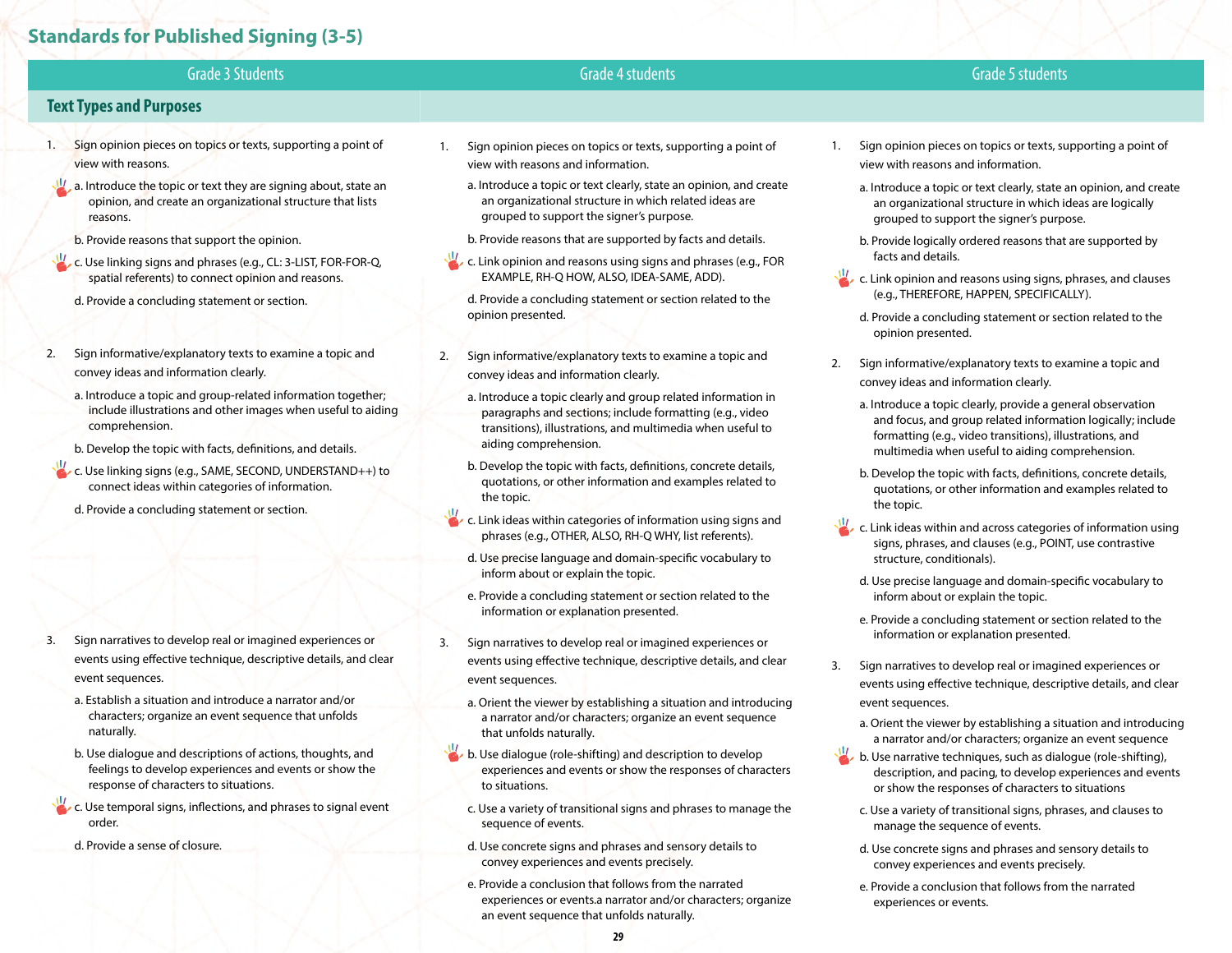# Standards for Published Signing (3-5)

## Grade 3 Students

### Text Types and Purposes

1. Sign opinion pieces on topics or texts, supporting a point of view with reasons.
   - a. Introduce the topic or text they are signing about, state an opinion, and create an organizational structure that lists reasons.
   - b. Provide reasons that support the opinion.
   - c. Use linking signs and phrases (e.g., CL: 3-LIST, FOR-FOR-Q, spatial referents) to connect opinion and reasons.
   - d. Provide a concluding statement or section.

2. Sign informative/explanatory texts to examine a topic and convey ideas and information clearly.
   - a. Introduce a topic and group-related information together; include illustrations and other images when useful to aiding comprehension.
   - b. Develop the topic with facts, definitions, and details.
   - c. Use linking signs (e.g., SAME, SECOND, UNDERSTAND++) to connect ideas within categories of information.
   - d. Provide a concluding statement or section.

3. Sign narratives to develop real or imagined experiences or events using effective technique, descriptive details, and clear event sequences.
   - a. Establish a situation and introduce a narrator and/or characters; organize an event sequence that unfolds naturally.
   - b. Use dialogue and descriptions of actions, thoughts, and feelings to develop experiences and events or show the response of characters to situations.
   - c. Use temporal signs, inflections, and phrases to signal event order.
   - d. Provide a sense of closure.

## Grade 4 students

1. Sign opinion pieces on topics or texts, supporting a point of view with reasons and information.
   - a. Introduce a topic or text clearly, state an opinion, and create an organizational structure in which related ideas are grouped to support the signer's purpose.
   - b. Provide reasons that are supported by facts and details.
   - c. Link opinion and reasons using signs and phrases (e.g., FOR EXAMPLE, RH-Q HOW, ALSO, IDEA-SAME, ADD).
   - d. Provide a concluding statement or section related to the opinion presented.

2. Sign informative/explanatory texts to examine a topic and convey ideas and information clearly.
   - a. Introduce a topic clearly and group related information in paragraphs and sections; include formatting (e.g., video transitions), illustrations, and multimedia when useful to aiding comprehension.
   - b. Develop the topic with facts, definitions, concrete details, quotations, or other information and examples related to the topic.
   - c. Link ideas within categories of information using signs and phrases (e.g., OTHER, ALSO, RH-Q WHY, list referents).
   - d. Use precise language and domain-specific vocabulary to inform about or explain the topic.
   - e. Provide a concluding statement or section related to the information or explanation presented.

3. Sign narratives to develop real or imagined experiences or events using effective technique, descriptive details, and clear event sequences.
   - a. Orient the viewer by establishing a situation and introducing a narrator and/or characters; organize an event sequence that unfolds naturally.
   - b. Use dialogue (role-shifting) and description to develop experiences and events or show the responses of characters to situations.
   - c. Use a variety of transitional signs and phrases to manage the sequence of events.
   - d. Use concrete signs and phrases and sensory details to convey experiences and events precisely.
   - e. Provide a conclusion that follows from the narrated experiences or events.a narrator and/or characters; organize an event sequence that unfolds naturally.

## Grade 5 students

1. Sign opinion pieces on topics or texts, supporting a point of view with reasons and information.
   - a. Introduce a topic or text clearly, state an opinion, and create an organizational structure in which ideas are logically grouped to support the signer's purpose.
   - b. Provide logically ordered reasons that are supported by facts and details.
   - c. Link opinion and reasons using signs, phrases, and clauses (e.g., THEREFORE, HAPPEN, SPECIFICALLY).
   - d. Provide a concluding statement or section related to the opinion presented.

2. Sign informative/explanatory texts to examine a topic and convey ideas and information clearly.
   - a. Introduce a topic clearly, provide a general observation and focus, and group related information logically; include formatting (e.g., video transitions), illustrations, and multimedia when useful to aiding comprehension.
   - b. Develop the topic with facts, definitions, concrete details, quotations, or other information and examples related to the topic.
   - c. Link ideas within and across categories of information using signs, phrases, and clauses (e.g., POINT, use contrastive structure, conditionals).
   - d. Use precise language and domain-specific vocabulary to inform about or explain the topic.
   - e. Provide a concluding statement or section related to the information or explanation presented.

3. Sign narratives to develop real or imagined experiences or events using effective technique, descriptive details, and clear event sequences.
   - a. Orient the viewer by establishing a situation and introducing a narrator and/or characters; organize an event sequence
   - b. Use narrative techniques, such as dialogue (role-shifting), description, and pacing, to develop experiences and events or show the responses of characters to situations
   - c. Use a variety of transitional signs, phrases, and clauses to manage the sequence of events.
   - d. Use concrete signs and phrases and sensory details to convey experiences and events precisely.
   - e. Provide a conclusion that follows from the narrated experiences or events.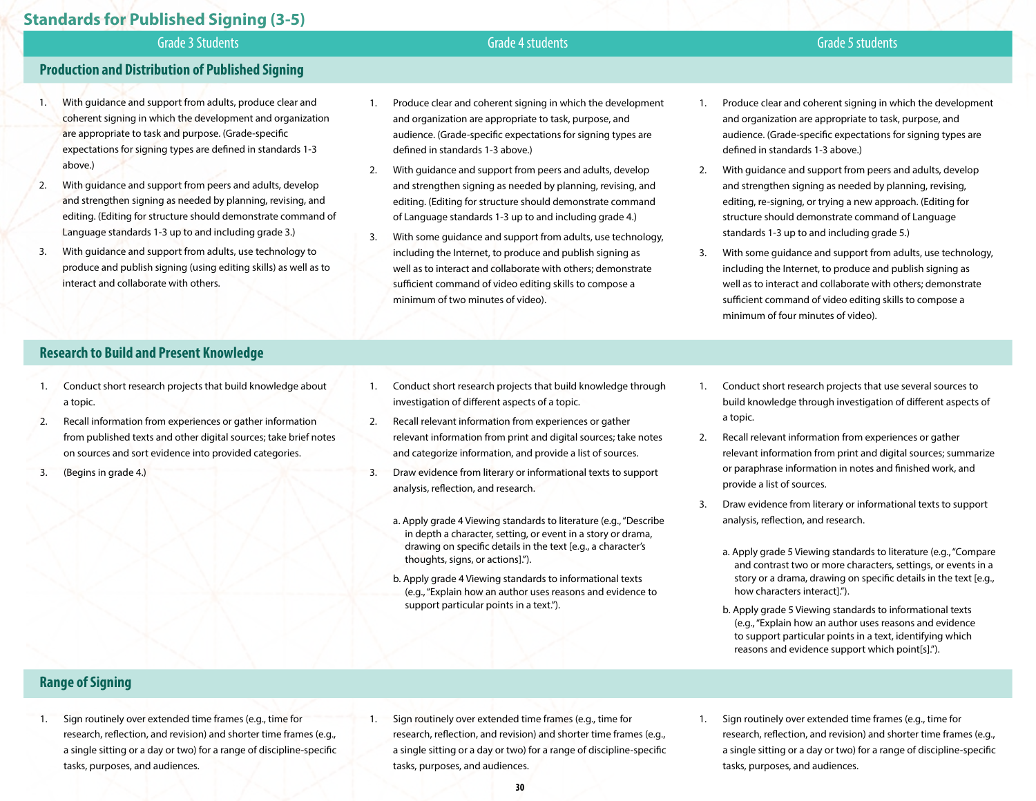## Standards for Published Signing (3-5)

| Grade 3 Students | Grade 4 students | Grade 5 students |
| --- | --- | --- |
| **Production and Distribution of Published Signing** | | |
| 1. With guidance and support from adults, produce clear and coherent signing in which the development and organization are appropriate to task and purpose. (Grade-specific expectations for signing types are defined in standards 1-3 above.)<br>2. With guidance and support from peers and adults, develop and strengthen signing as needed by planning, revising, and editing. (Editing for structure should demonstrate command of Language standards 1-3 up to and including grade 3.)<br>3. With guidance and support from adults, use technology to produce and publish signing (using editing skills) as well as to interact and collaborate with others. | 1. Produce clear and coherent signing in which the development and organization are appropriate to task, purpose, and audience. (Grade-specific expectations for signing types are defined in standards 1-3 above.)<br>2. With guidance and support from peers and adults, develop and strengthen signing as needed by planning, revising, and editing. (Editing for structure should demonstrate command of Language standards 1-3 up to and including grade 4.)<br>3. With some guidance and support from adults, use technology, including the Internet, to produce and publish signing as well as to interact and collaborate with others; demonstrate sufficient command of video editing skills to compose a minimum of two minutes of video). | 1. Produce clear and coherent signing in which the development and organization are appropriate to task, purpose, and audience. (Grade-specific expectations for signing types are defined in standards 1-3 above.)<br>2. With guidance and support from peers and adults, develop and strengthen signing as needed by planning, revising, editing, re-signing, or trying a new approach. (Editing for structure should demonstrate command of Language standards 1-3 up to and including grade 5.)<br>3. With some guidance and support from adults, use technology, including the Internet, to produce and publish signing as well as to interact and collaborate with others; demonstrate sufficient command of video editing skills to compose a minimum of four minutes of video). |
| **Research to Build and Present Knowledge** | | |
| 1. Conduct short research projects that build knowledge about a topic.<br>2. Recall information from experiences or gather information from published texts and other digital sources; take brief notes on sources and sort evidence into provided categories.<br>3. (Begins in grade 4.) | 1. Conduct short research projects that build knowledge through investigation of different aspects of a topic.<br>2. Recall relevant information from experiences or gather relevant information from print and digital sources; take notes and categorize information, and provide a list of sources.<br>3. Draw evidence from literary or informational texts to support analysis, reflection, and research.<br>a. Apply grade 4 Viewing standards to literature (e.g., "Describe in depth a character, setting, or event in a story or drama, drawing on specific details in the text [e.g., a character's thoughts, signs, or actions].").<br>b. Apply grade 4 Viewing standards to informational texts (e.g., "Explain how an author uses reasons and evidence to support particular points in a text."). | 1. Conduct short research projects that use several sources to build knowledge through investigation of different aspects of a topic.<br>2. Recall relevant information from experiences or gather relevant information from print and digital sources; summarize or paraphrase information in notes and finished work, and provide a list of sources.<br>3. Draw evidence from literary or informational texts to support analysis, reflection, and research.<br>a. Apply grade 5 Viewing standards to literature (e.g., "Compare and contrast two or more characters, settings, or events in a story or a drama, drawing on specific details in the text [e.g., how characters interact]."). <br>b. Apply grade 5 Viewing standards to informational texts (e.g., "Explain how an author uses reasons and evidence to support particular points in a text, identifying which reasons and evidence support which point[s]."). |
| **Range of Signing** | | |
| 1. Sign routinely over extended time frames (e.g., time for research, reflection, and revision) and shorter time frames (e.g., a single sitting or a day or two) for a range of discipline-specific tasks, purposes, and audiences. | 1. Sign routinely over extended time frames (e.g., time for research, reflection, and revision) and shorter time frames (e.g., a single sitting or a day or two) for a range of discipline-specific tasks, purposes, and audiences. | 1. Sign routinely over extended time frames (e.g., time for research, reflection, and revision) and shorter time frames (e.g., a single sitting or a day or two) for a range of discipline-specific tasks, purposes, and audiences. |